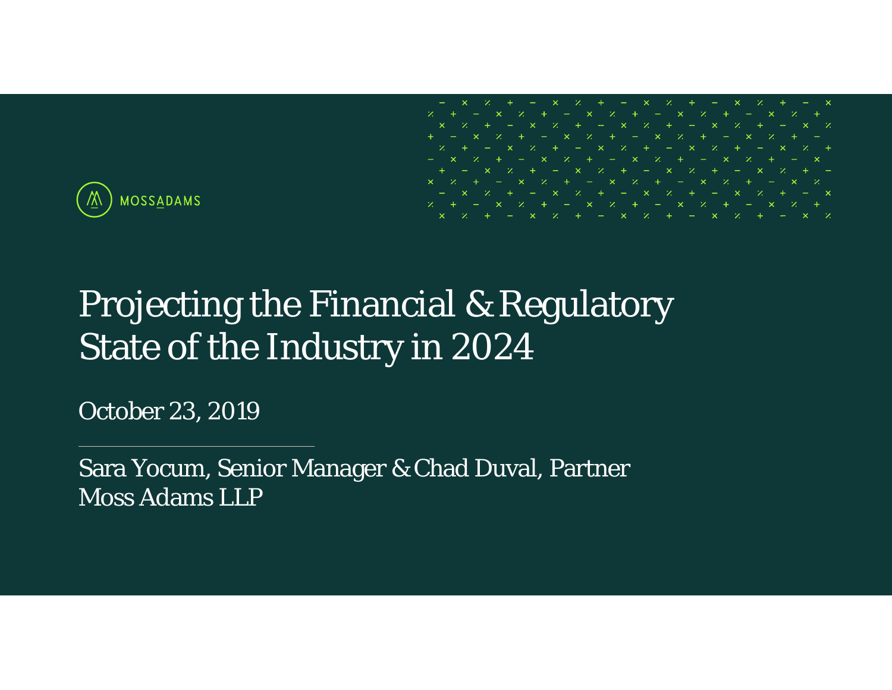MOSSADAMS

# Projecting the Financial & Regulatory State of the Industry in 2024

October 23, 2019

---

Sara Yocum, Senior Manager & Chad Duval, Partner
Moss Adams LLP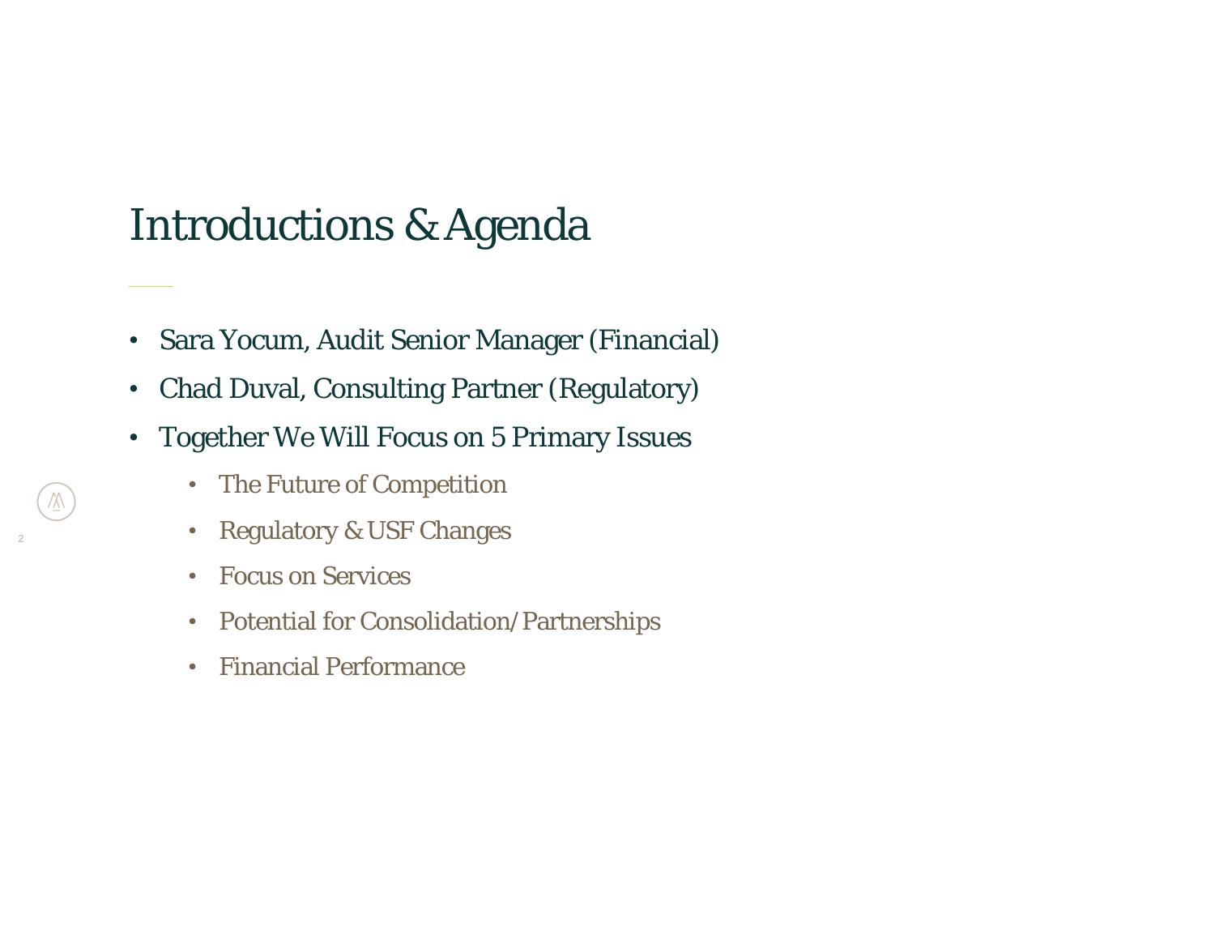# Introductions & Agenda

- Sara Yocum, Audit Senior Manager (Financial)
- Chad Duval, Consulting Partner (Regulatory)
- Together We Will Focus on 5 Primary Issues
    - The Future of Competition
    - Regulatory & USF Changes
    - Focus on Services
    - Potential for Consolidation/Partnerships
    - Financial Performance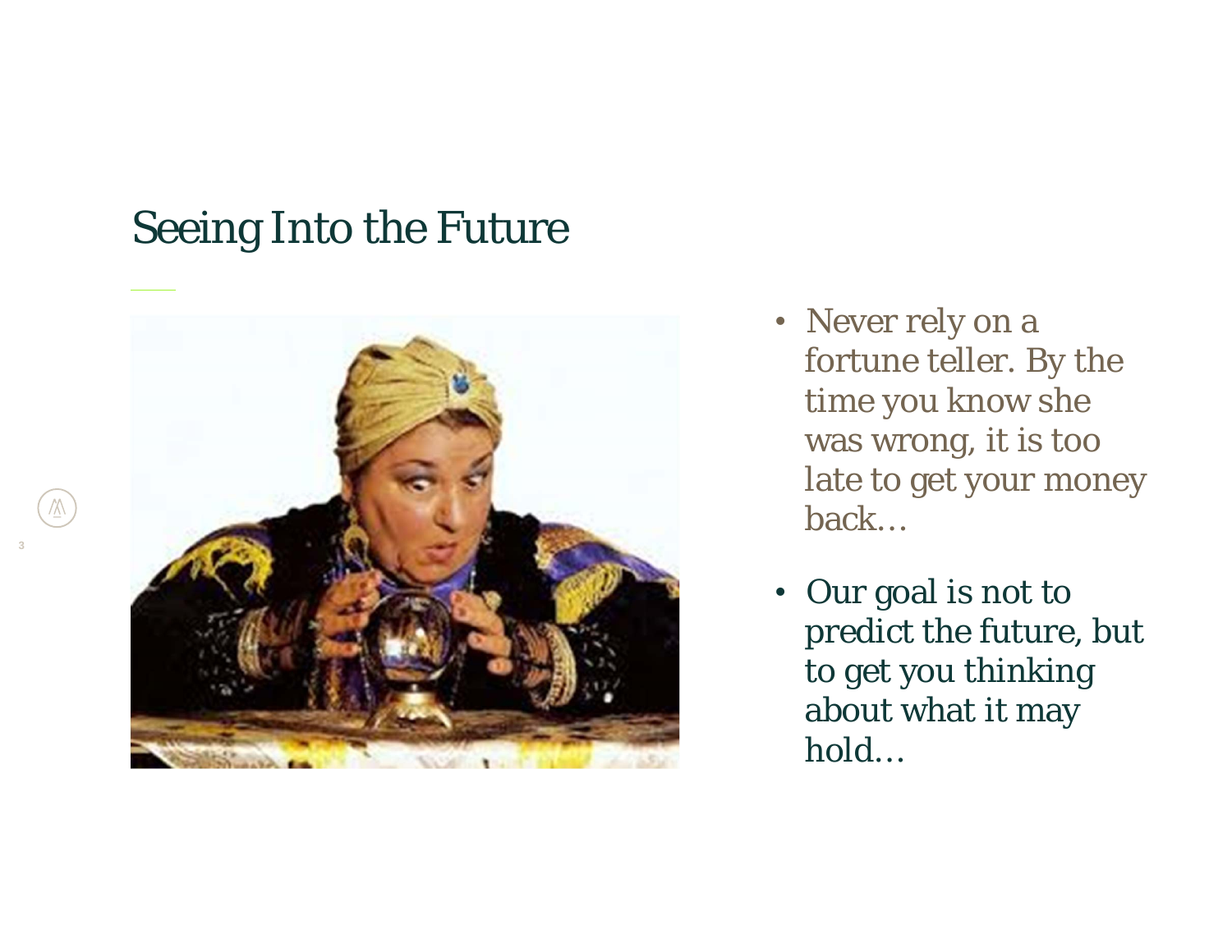# Seeing Into the Future

- Never rely on a fortune teller. By the time you know she was wrong, it is too late to get your money back…
- Our goal is not to predict the future, but to get you thinking about what it may hold…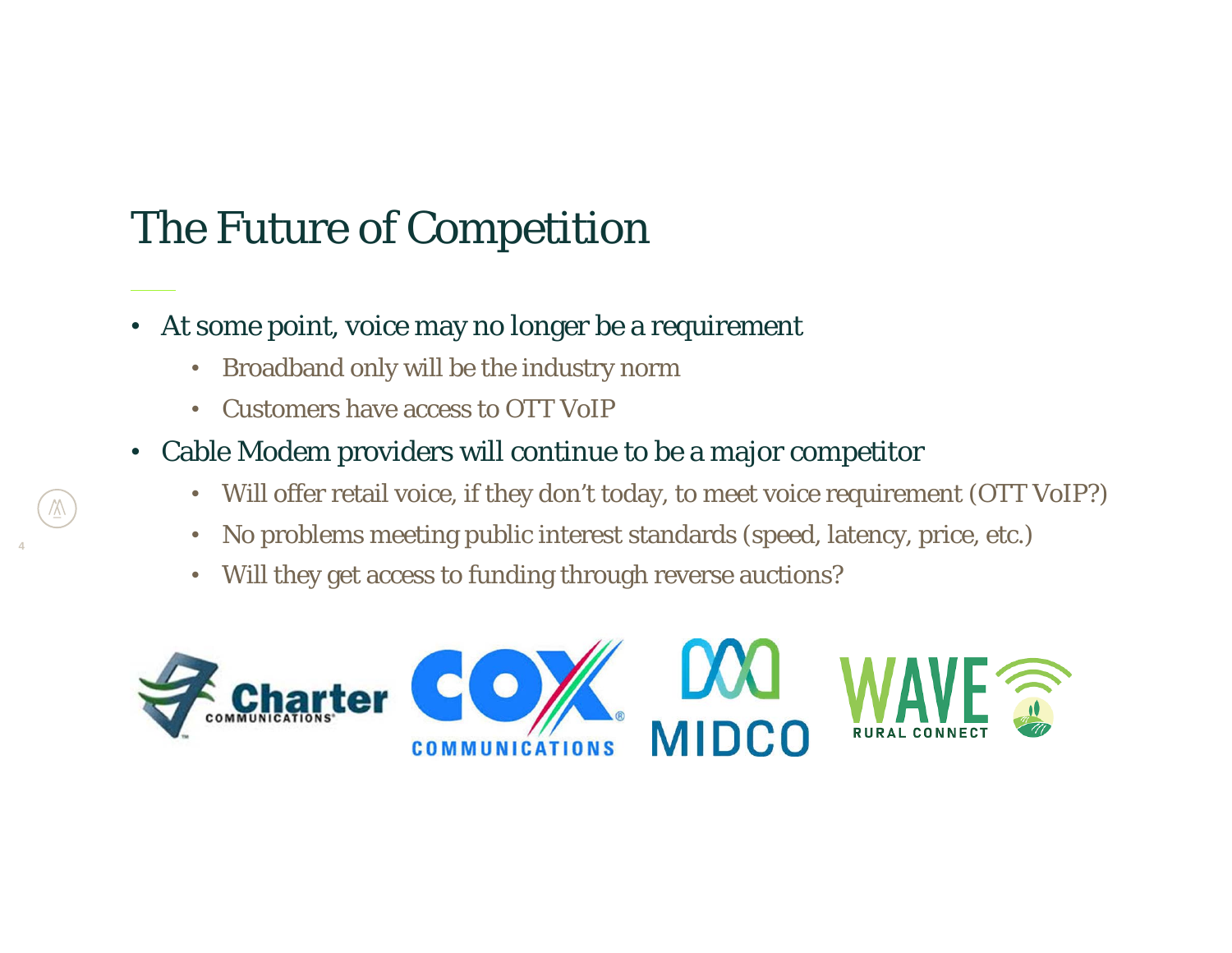# The Future of Competition

- At some point, voice may no longer be a requirement
  - Broadband only will be the industry norm
  - Customers have access to OTT VoIP
- Cable Modem providers will continue to be a major competitor
  - Will offer retail voice, if they don't today, to meet voice requirement (OTT VoIP?)
  - No problems meeting public interest standards (speed, latency, price, etc.)
  - Will they get access to funding through reverse auctions?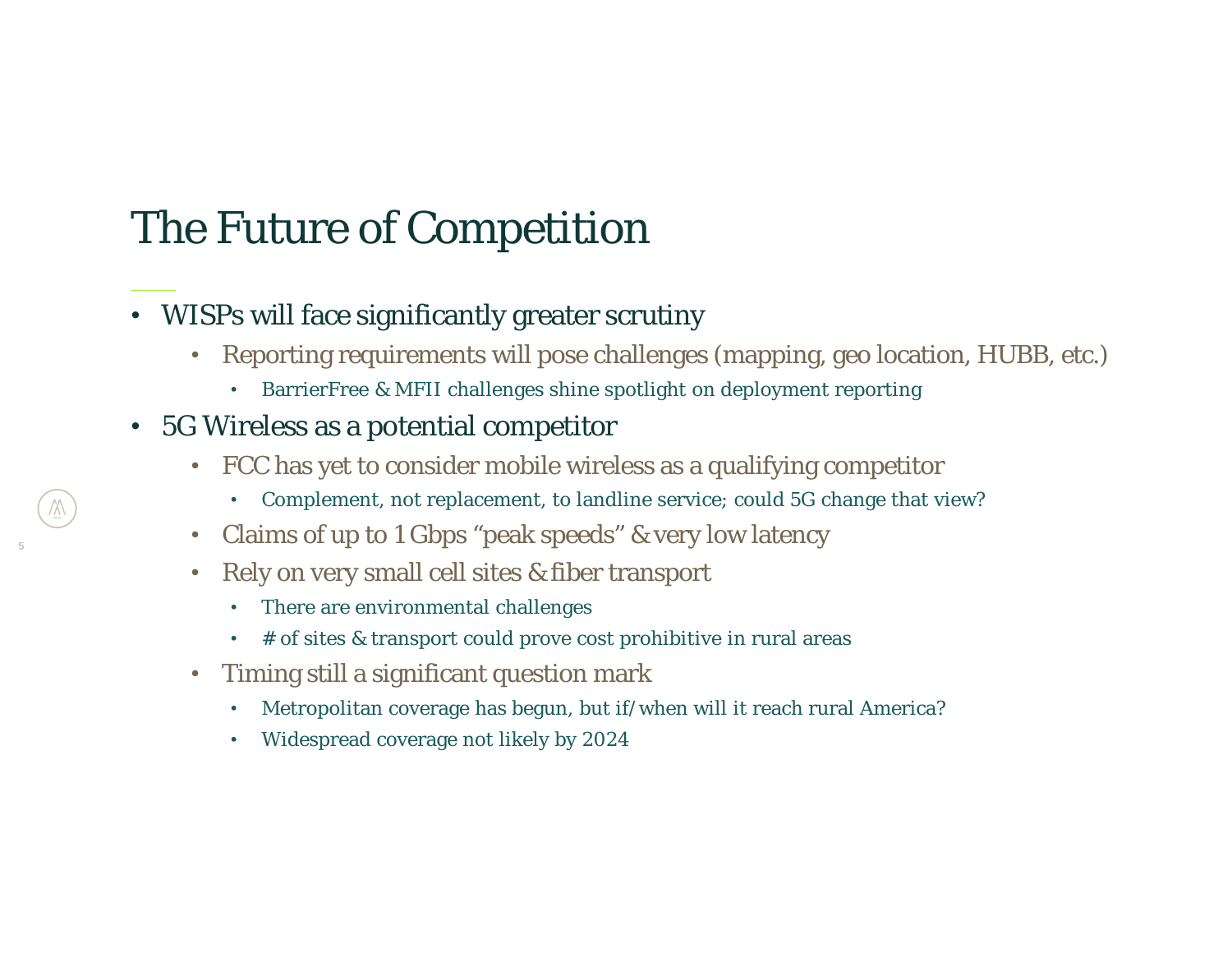# The Future of Competition

- WISPs will face significantly greater scrutiny
  - Reporting requirements will pose challenges (mapping, geo location, HUBB, etc.)
    - BarrierFree & MFII challenges shine spotlight on deployment reporting
- 5G Wireless as a potential competitor
  - FCC has yet to consider mobile wireless as a qualifying competitor
    - Complement, not replacement, to landline service; could 5G change that view?
  - Claims of up to 1 Gbps "peak speeds" & very low latency
  - Rely on very small cell sites & fiber transport
    - There are environmental challenges
    - # of sites & transport could prove cost prohibitive in rural areas
  - Timing still a significant question mark
    - Metropolitan coverage has begun, but if/when will it reach rural America?
    - Widespread coverage not likely by 2024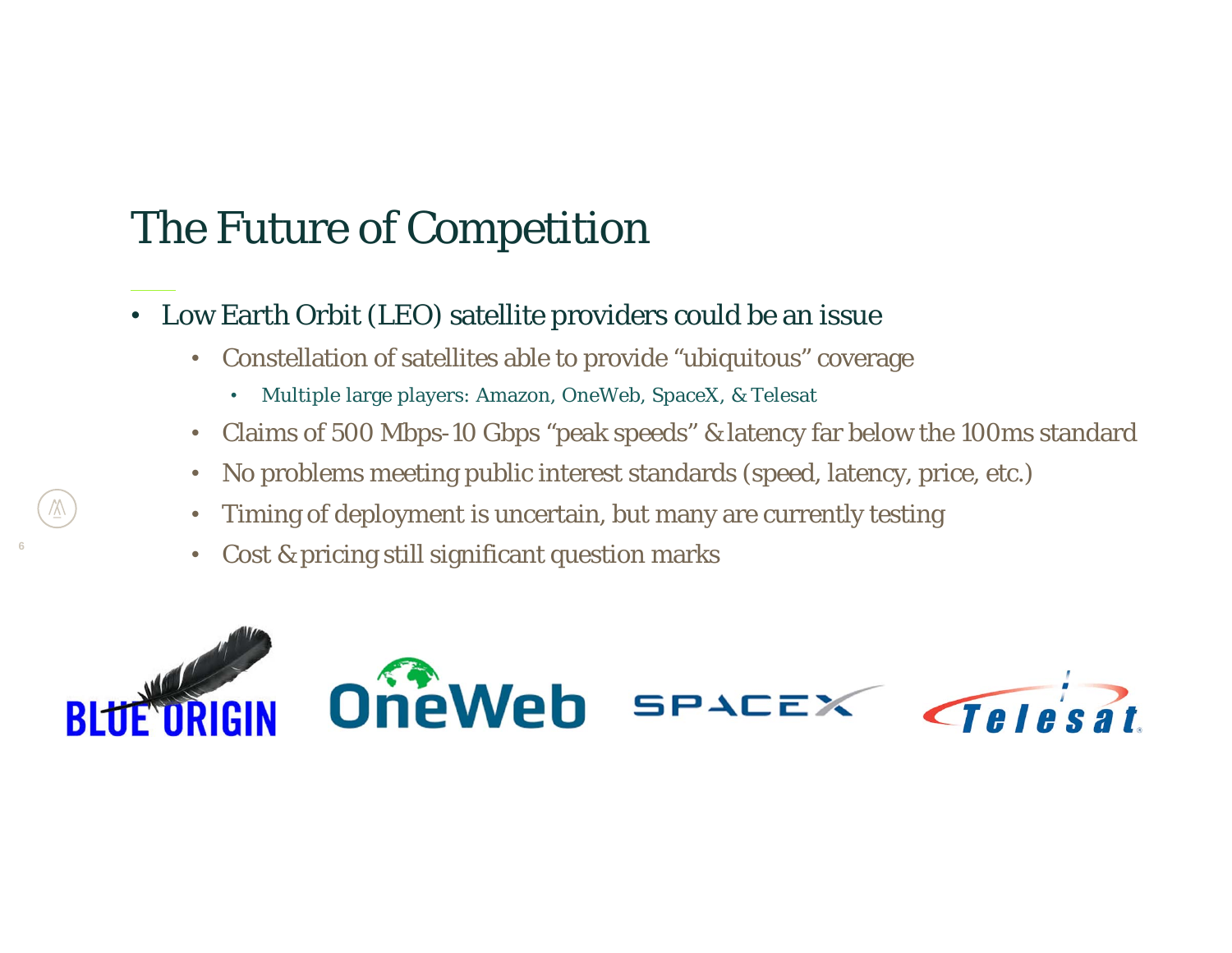# The Future of Competition

- Low Earth Orbit (LEO) satellite providers could be an issue
  - Constellation of satellites able to provide "ubiquitous" coverage
    - Multiple large players: Amazon, OneWeb, SpaceX, & Telesat
  - Claims of 500 Mbps-10 Gbps "peak speeds" & latency far below the 100ms standard
  - No problems meeting public interest standards (speed, latency, price, etc.)
  - Timing of deployment is uncertain, but many are currently testing
  - Cost & pricing still significant question marks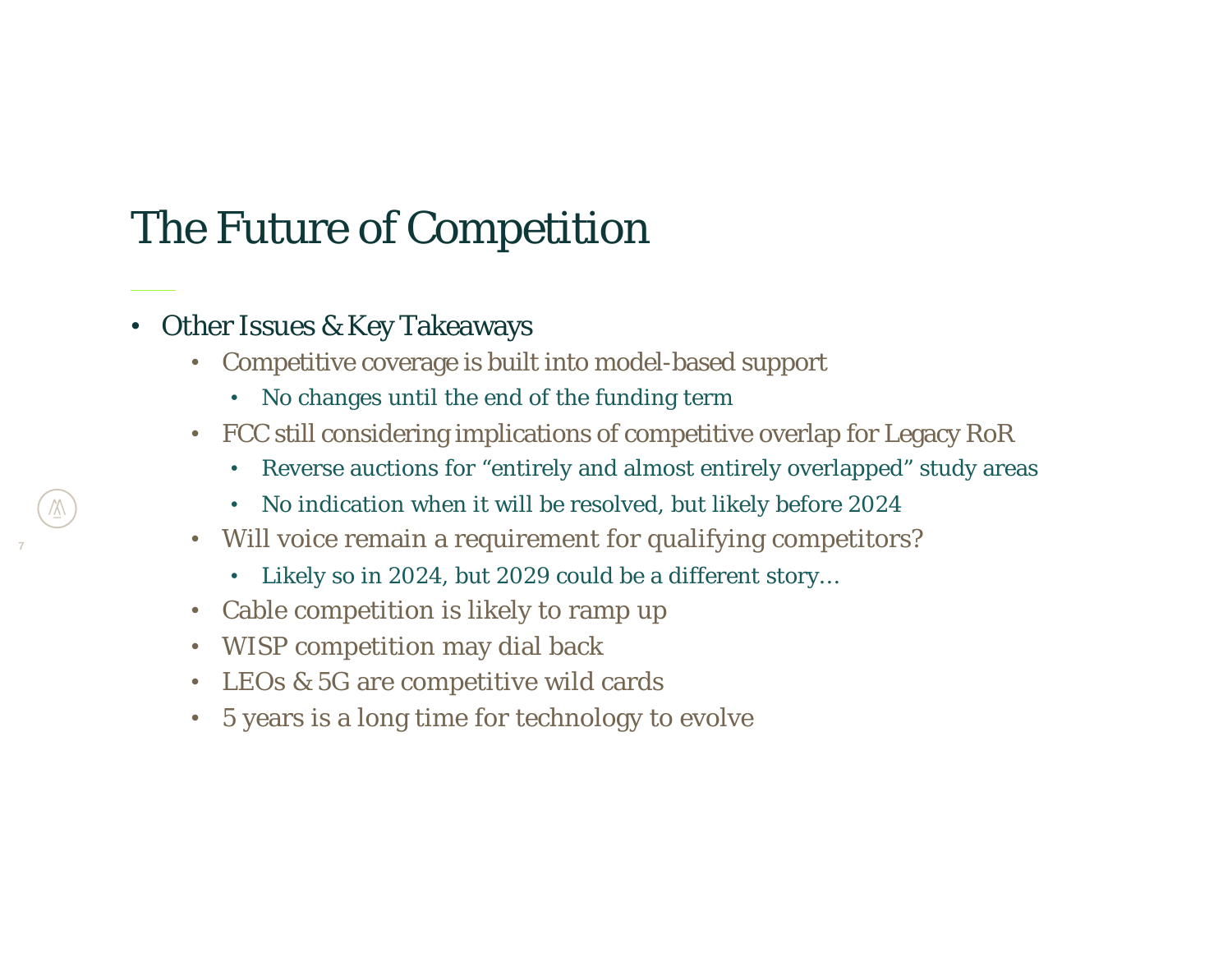# The Future of Competition

- Other Issues & Key Takeaways
  - Competitive coverage is built into model-based support
    - No changes until the end of the funding term
  - FCC still considering implications of competitive overlap for Legacy RoR
    - Reverse auctions for "entirely and almost entirely overlapped" study areas
    - No indication when it will be resolved, but likely before 2024
  - Will voice remain a requirement for qualifying competitors?
    - Likely so in 2024, but 2029 could be a different story…
  - Cable competition is likely to ramp up
  - WISP competition may dial back
  - LEOs & 5G are competitive wild cards
  - 5 years is a long time for technology to evolve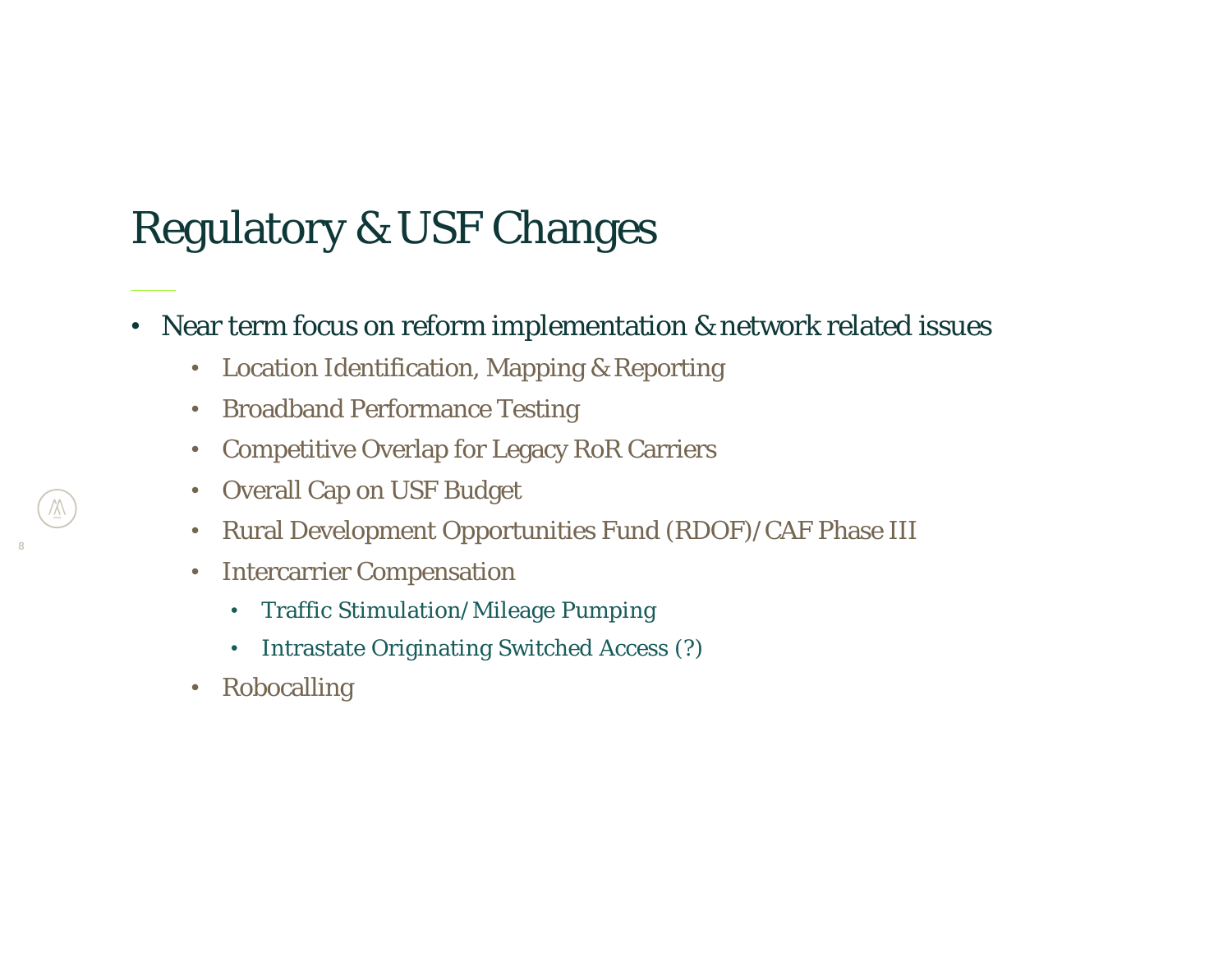# Regulatory & USF Changes

- Near term focus on reform implementation & network related issues
  - Location Identification, Mapping & Reporting
  - Broadband Performance Testing
  - Competitive Overlap for Legacy RoR Carriers
  - Overall Cap on USF Budget
  - Rural Development Opportunities Fund (RDOF)/CAF Phase III
  - Intercarrier Compensation
    - Traffic Stimulation/Mileage Pumping
    - Intrastate Originating Switched Access (?)
  - Robocalling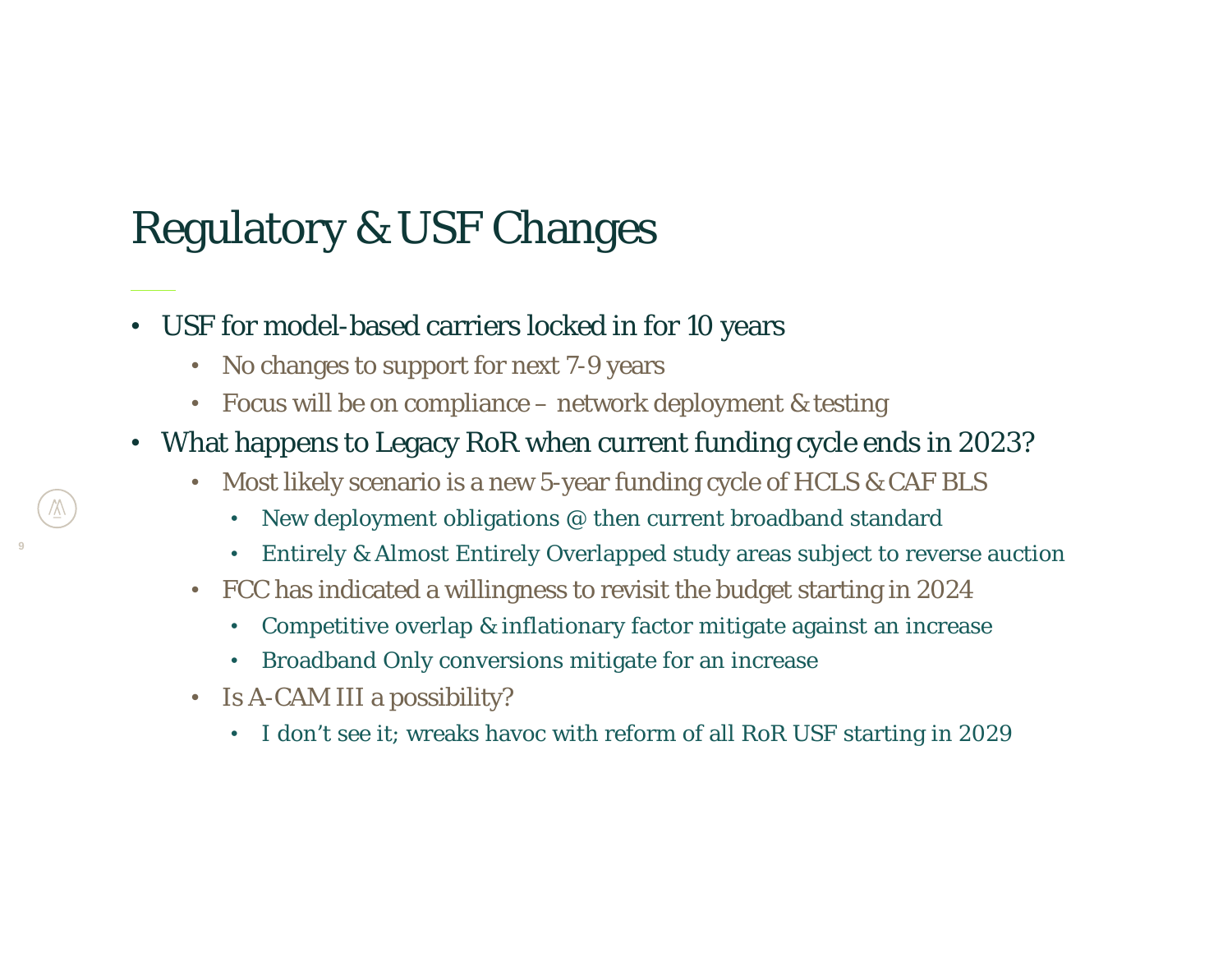# Regulatory & USF Changes

- USF for model-based carriers locked in for 10 years
  - No changes to support for next 7-9 years
  - Focus will be on compliance – network deployment & testing
- What happens to Legacy RoR when current funding cycle ends in 2023?
  - Most likely scenario is a new 5-year funding cycle of HCLS & CAF BLS
    - New deployment obligations @ then current broadband standard
    - Entirely & Almost Entirely Overlapped study areas subject to reverse auction
  - FCC has indicated a willingness to revisit the budget starting in 2024
    - Competitive overlap & inflationary factor mitigate against an increase
    - Broadband Only conversions mitigate for an increase
  - Is A-CAM III a possibility?
    - I don't see it; wreaks havoc with reform of all RoR USF starting in 2029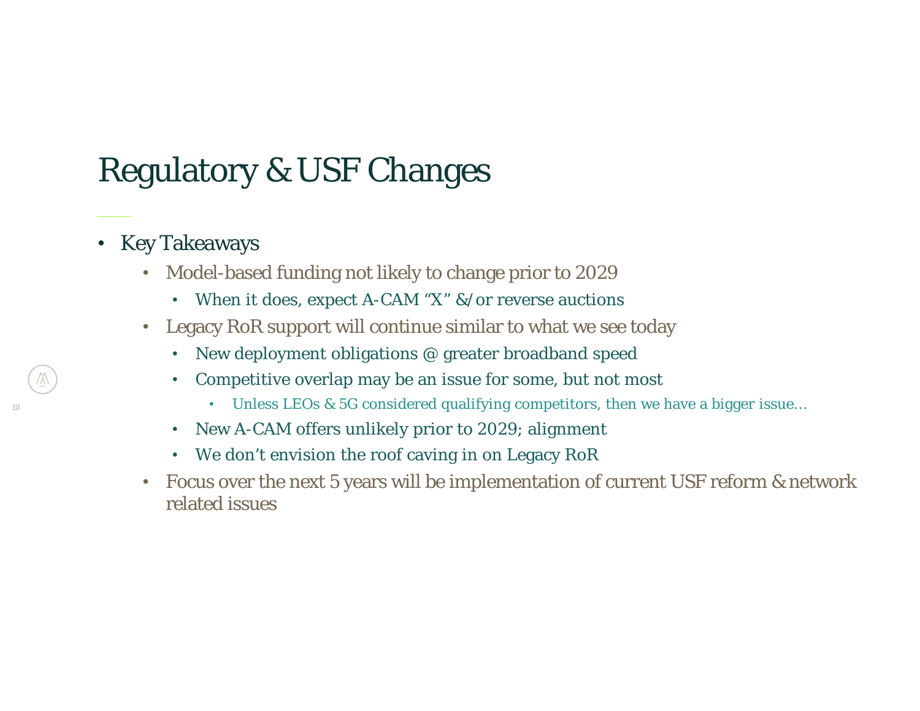# Regulatory & USF Changes

- Key Takeaways
  - Model-based funding not likely to change prior to 2029
    - When it does, expect A-CAM "X" &/or reverse auctions
  - Legacy RoR support will continue similar to what we see today
    - New deployment obligations @ greater broadband speed
    - Competitive overlap may be an issue for some, but not most
      - Unless LEOs & 5G considered qualifying competitors, then we have a bigger issue…
    - New A-CAM offers unlikely prior to 2029; alignment
    - We don't envision the roof caving in on Legacy RoR
  - Focus over the next 5 years will be implementation of current USF reform & network related issues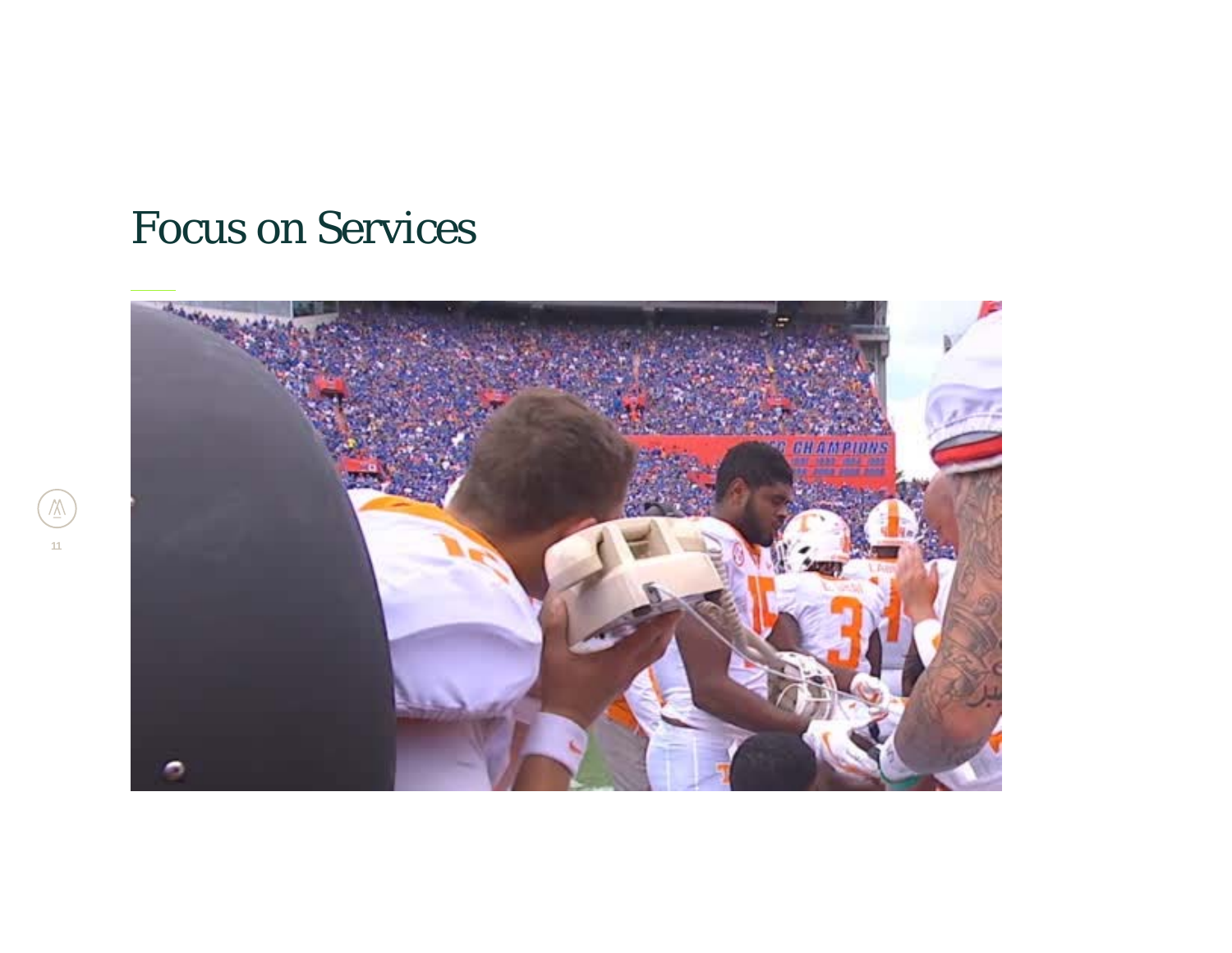# Focus on Services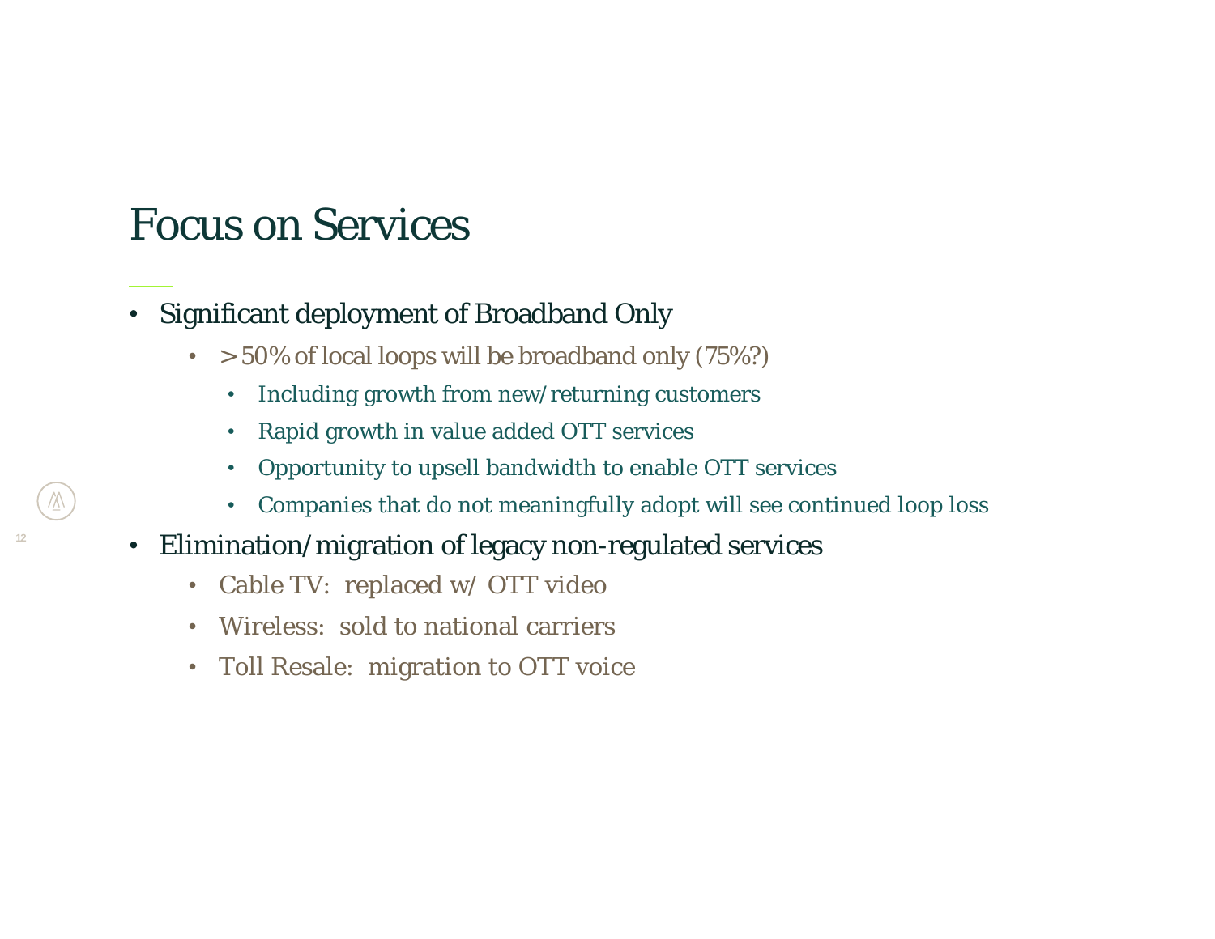# Focus on Services

- Significant deployment of Broadband Only
  - >50% of local loops will be broadband only (75%?)
    - Including growth from new/returning customers
    - Rapid growth in value added OTT services
    - Opportunity to upsell bandwidth to enable OTT services
    - Companies that do not meaningfully adopt will see continued loop loss
- Elimination/migration of legacy non-regulated services
  - Cable TV: replaced w/ OTT video
  - Wireless: sold to national carriers
  - Toll Resale: migration to OTT voice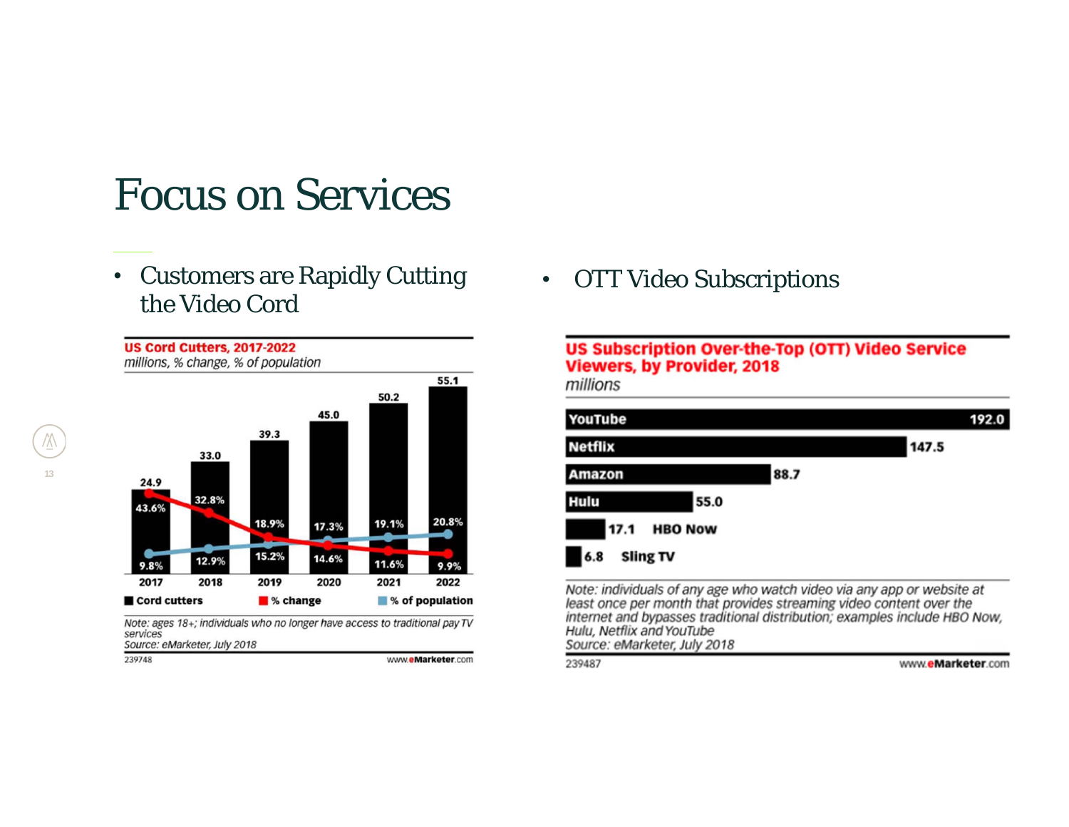# Focus on Services

- Customers are Rapidly Cutting the Video Cord

**US Cord Cutters, 2017-2022**
*millions, % change, % of population*

| | 2017 | 2018 | 2019 | 2020 | 2021 | 2022 |
|---|---|---|---|---|---|---|
| Cord cutters | 24.9 | 33.0 | 39.3 | 45.0 | 50.2 | 55.1 |
| % change | 43.6% | 32.8% | 18.9% | 14.6% | 11.6% | 9.9% |
| % of population | 9.8% | 12.9% | 15.2% | 17.3% | 19.1% | 20.8% |

*Note: ages 18+; individuals who no longer have access to traditional pay TV services*
*Source: eMarketer, July 2018*

239748 www.eMarketer.com

- OTT Video Subscriptions

**US Subscription Over-the-Top (OTT) Video Service Viewers, by Provider, 2018**
*millions*

| Provider | Viewers |
|---|---|
| YouTube | 192.0 |
| Netflix | 147.5 |
| Amazon | 88.7 |
| Hulu | 55.0 |
| HBO Now | 17.1 |
| Sling TV | 6.8 |

*Note: individuals of any age who watch video via any app or website at least once per month that provides streaming video content over the internet and bypasses traditional distribution; examples include HBO Now, Hulu, Netflix and YouTube*
*Source: eMarketer, July 2018*

239487 www.eMarketer.com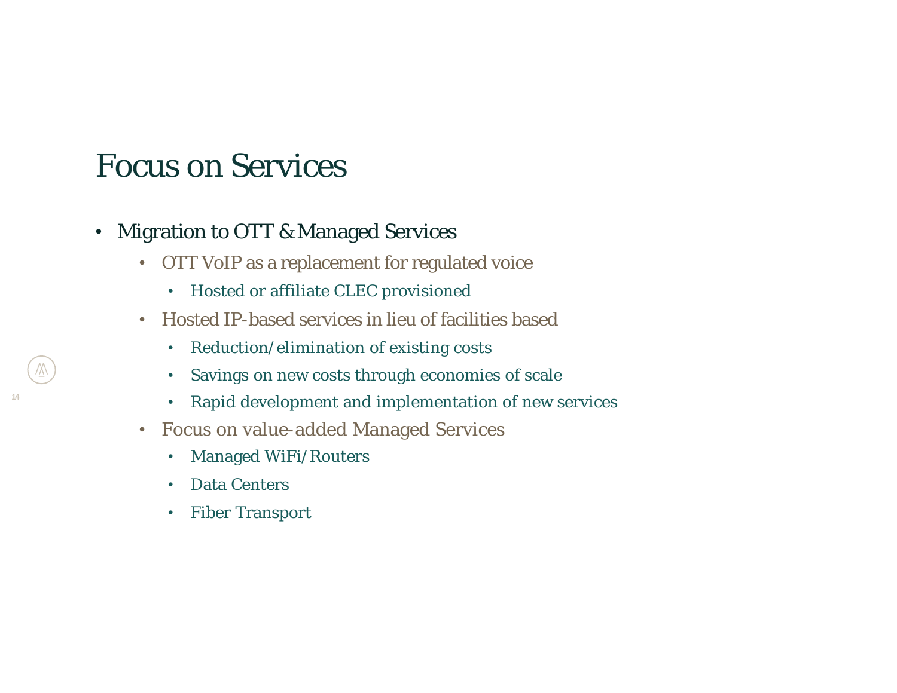# Focus on Services

- Migration to OTT & Managed Services
  - OTT VoIP as a replacement for regulated voice
    - Hosted or affiliate CLEC provisioned
  - Hosted IP-based services in lieu of facilities based
    - Reduction/elimination of existing costs
    - Savings on new costs through economies of scale
    - Rapid development and implementation of new services
  - Focus on value-added Managed Services
    - Managed WiFi/Routers
    - Data Centers
    - Fiber Transport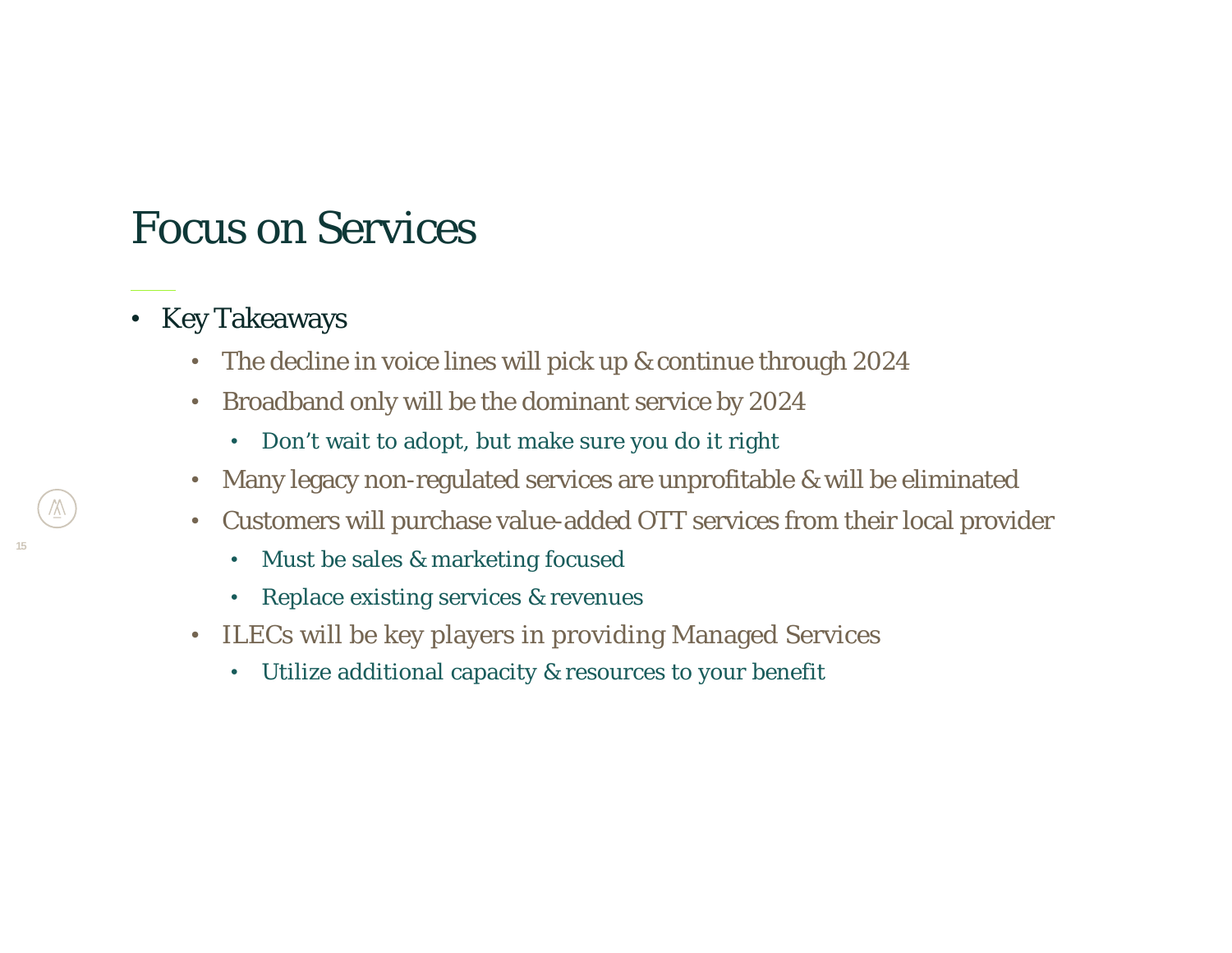# Focus on Services

- Key Takeaways
  - The decline in voice lines will pick up & continue through 2024
  - Broadband only will be the dominant service by 2024
    - Don’t wait to adopt, but make sure you do it right
  - Many legacy non-regulated services are unprofitable & will be eliminated
  - Customers will purchase value-added OTT services from their local provider
    - Must be sales & marketing focused
    - Replace existing services & revenues
  - ILECs will be key players in providing Managed Services
    - Utilize additional capacity & resources to your benefit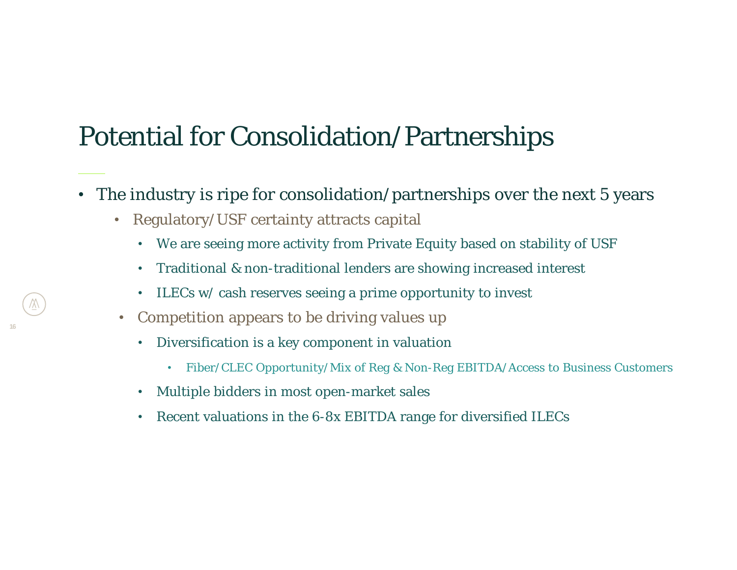# Potential for Consolidation/Partnerships

- The industry is ripe for consolidation/partnerships over the next 5 years
  - Regulatory/USF certainty attracts capital
    - We are seeing more activity from Private Equity based on stability of USF
    - Traditional & non-traditional lenders are showing increased interest
    - ILECs w/ cash reserves seeing a prime opportunity to invest
  - Competition appears to be driving values up
    - Diversification is a key component in valuation
      - Fiber/CLEC Opportunity/Mix of Reg & Non-Reg EBITDA/Access to Business Customers
    - Multiple bidders in most open-market sales
    - Recent valuations in the 6-8x EBITDA range for diversified ILECs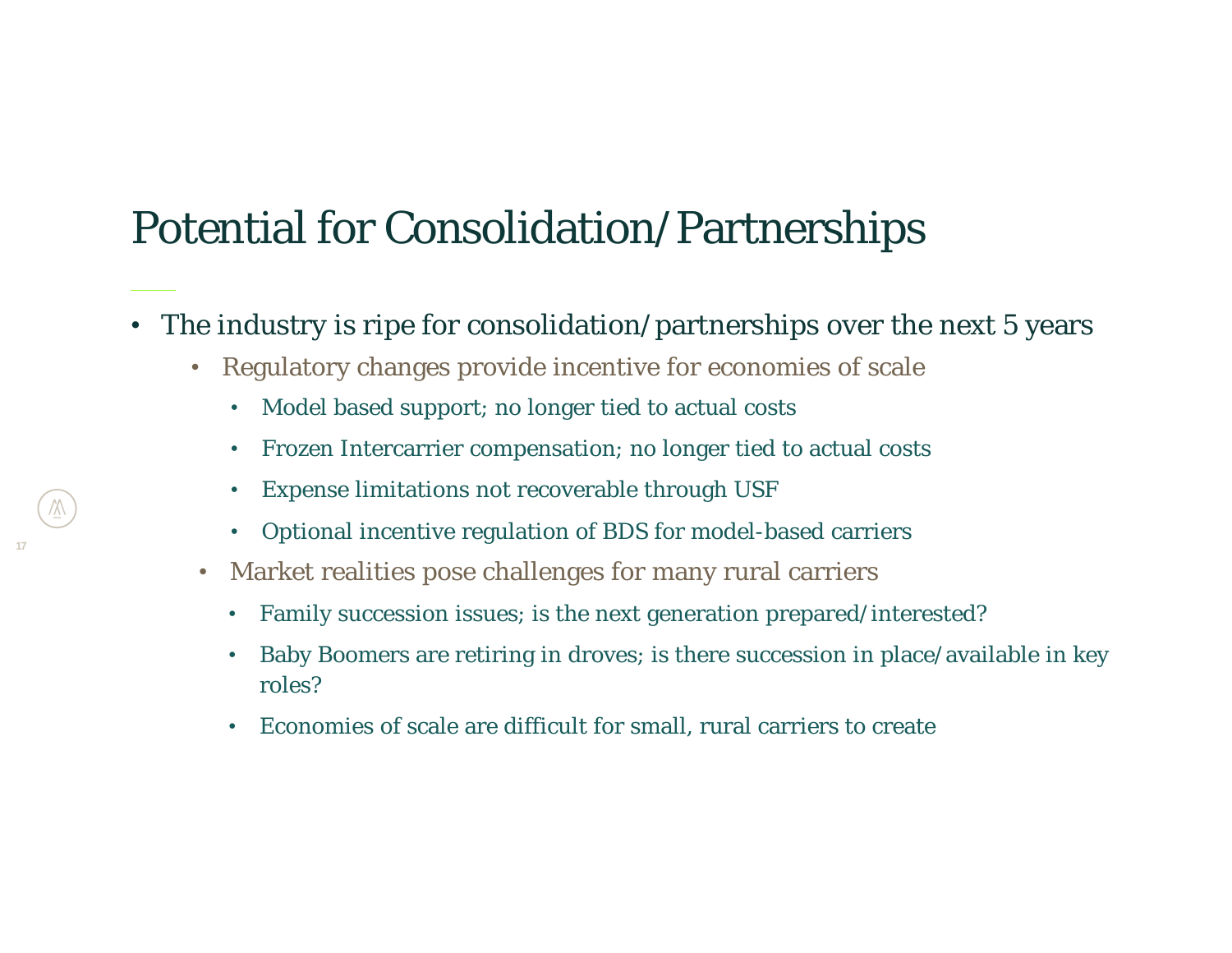# Potential for Consolidation/Partnerships

- The industry is ripe for consolidation/partnerships over the next 5 years
  - Regulatory changes provide incentive for economies of scale
    - Model based support; no longer tied to actual costs
    - Frozen Intercarrier compensation; no longer tied to actual costs
    - Expense limitations not recoverable through USF
    - Optional incentive regulation of BDS for model-based carriers
  - Market realities pose challenges for many rural carriers
    - Family succession issues; is the next generation prepared/interested?
    - Baby Boomers are retiring in droves; is there succession in place/available in key roles?
    - Economies of scale are difficult for small, rural carriers to create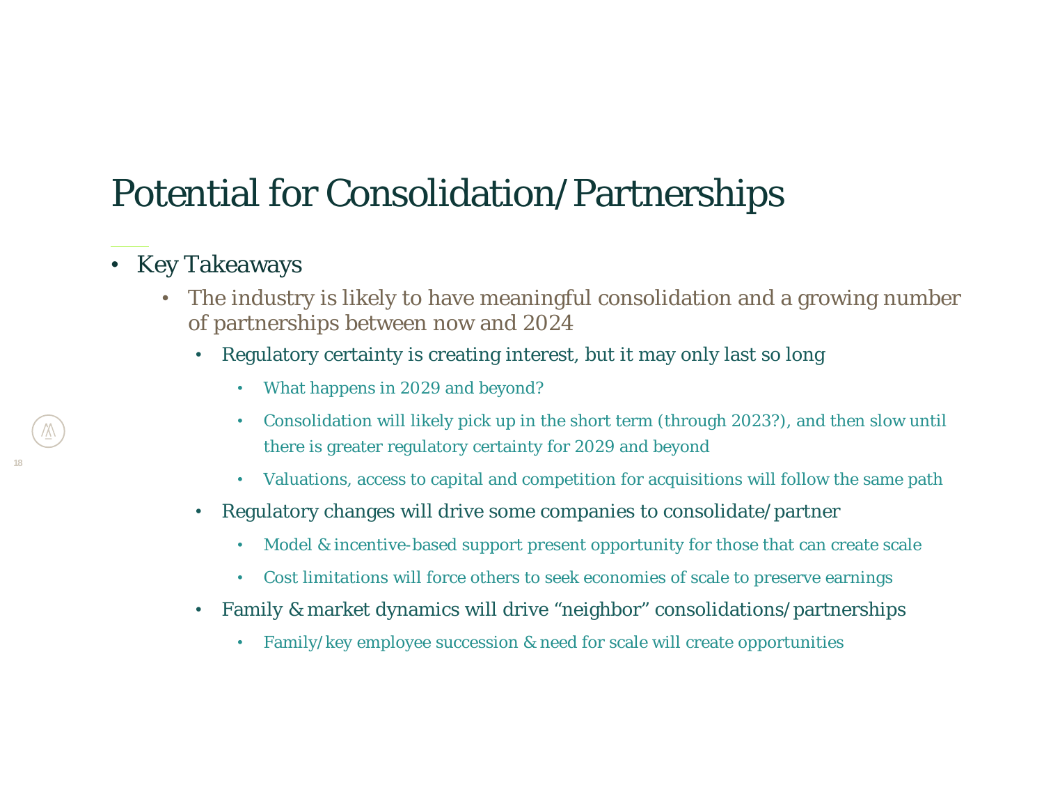# Potential for Consolidation/Partnerships

- Key Takeaways
  - The industry is likely to have meaningful consolidation and a growing number of partnerships between now and 2024
    - Regulatory certainty is creating interest, but it may only last so long
      - What happens in 2029 and beyond?
      - Consolidation will likely pick up in the short term (through 2023?), and then slow until there is greater regulatory certainty for 2029 and beyond
      - Valuations, access to capital and competition for acquisitions will follow the same path
    - Regulatory changes will drive some companies to consolidate/partner
      - Model & incentive-based support present opportunity for those that can create scale
      - Cost limitations will force others to seek economies of scale to preserve earnings
    - Family & market dynamics will drive "neighbor" consolidations/partnerships
      - Family/key employee succession & need for scale will create opportunities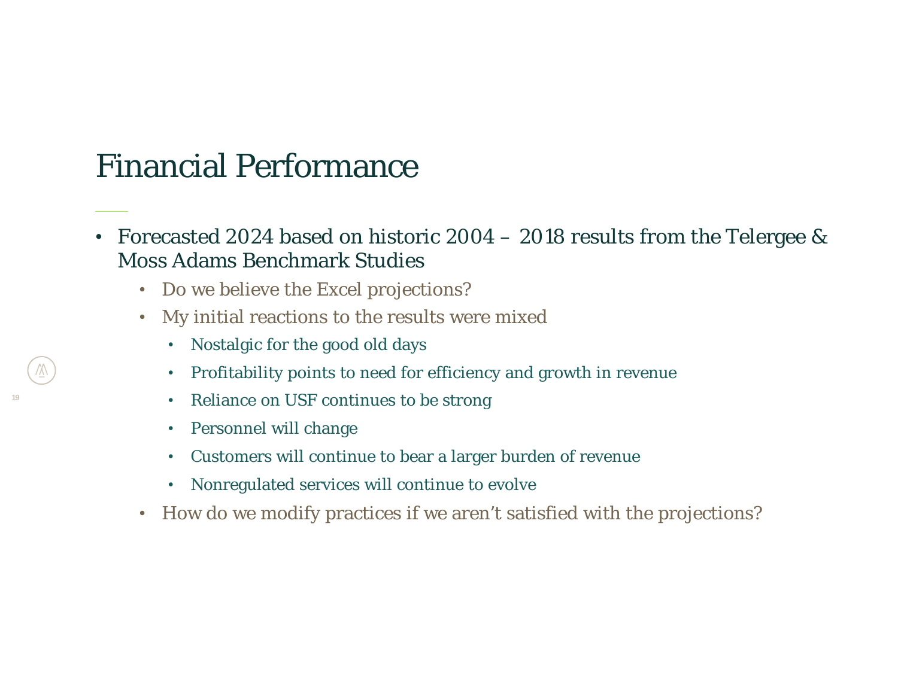# Financial Performance

- Forecasted 2024 based on historic 2004 – 2018 results from the Telergee & Moss Adams Benchmark Studies
  - Do we believe the Excel projections?
  - My initial reactions to the results were mixed
    - Nostalgic for the good old days
    - Profitability points to need for efficiency and growth in revenue
    - Reliance on USF continues to be strong
    - Personnel will change
    - Customers will continue to bear a larger burden of revenue
    - Nonregulated services will continue to evolve
  - How do we modify practices if we aren't satisfied with the projections?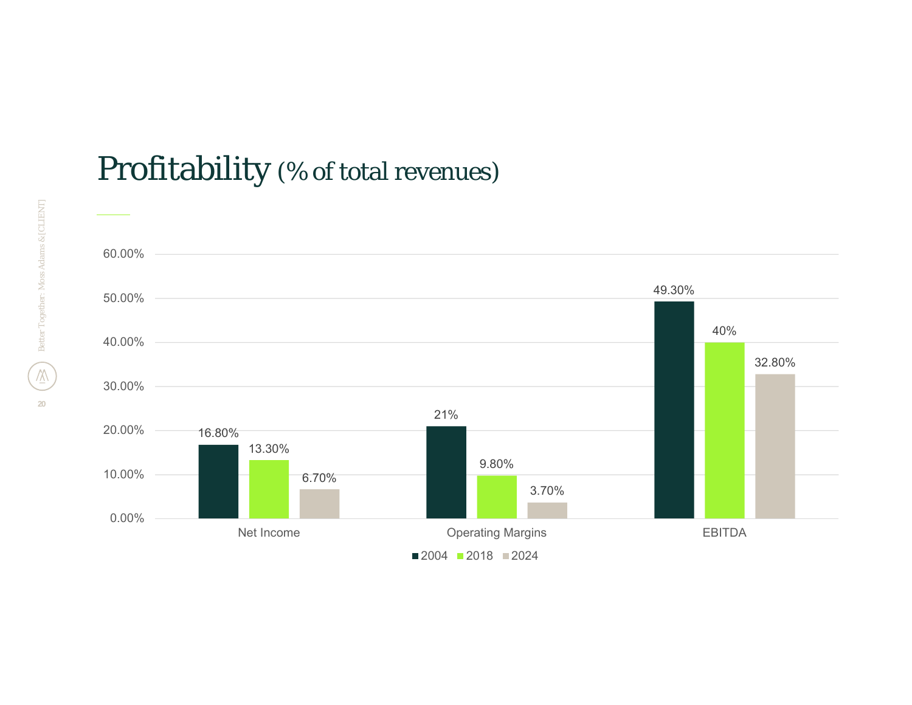# Profitability (% of total revenues)

| | 2004 | 2018 | 2024 |
|---|---|---|---|
| Net Income | 16.80% | 13.30% | 6.70% |
| Operating Margins | 21% | 9.80% | 3.70% |
| EBITDA | 49.30% | 40% | 32.80% |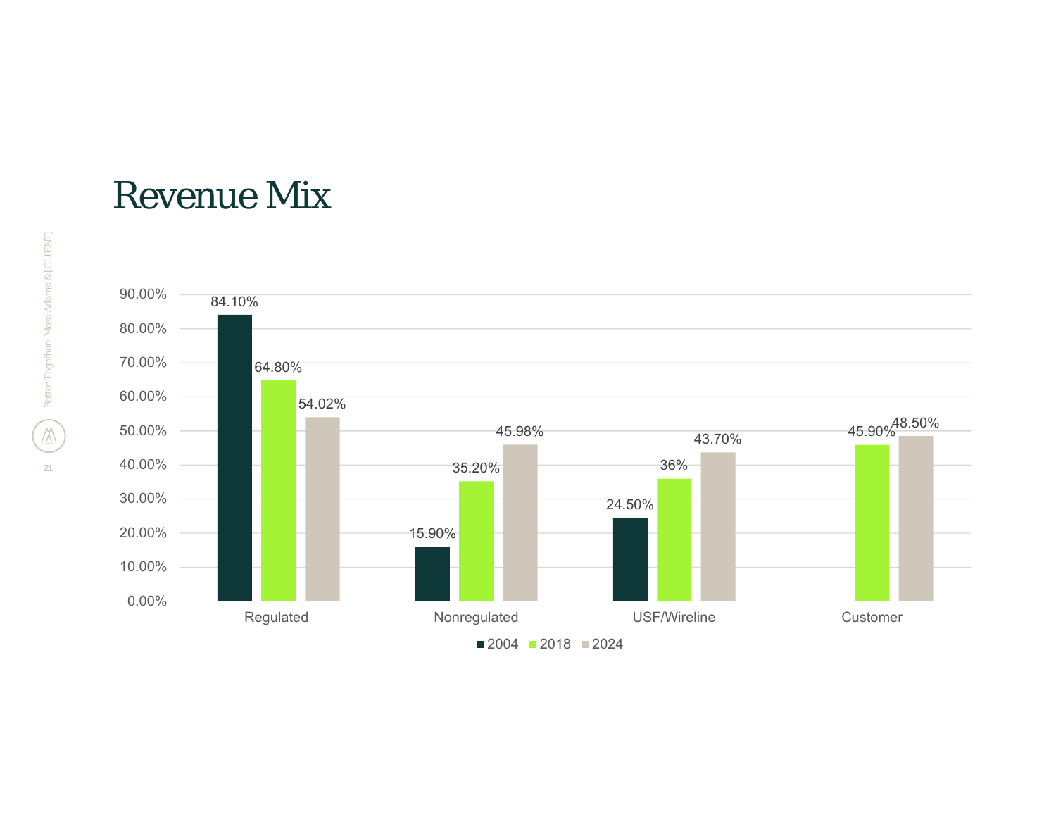# Revenue Mix

| | 2004 | 2018 | 2024 |
|---|---|---|---|
| Regulated | 84.10% | 64.80% | 54.02% |
| Nonregulated | 15.90% | 35.20% | 45.98% |
| USF/Wireline | 24.50% | 36% | 43.70% |
| Customer | | 45.90% | 48.50% |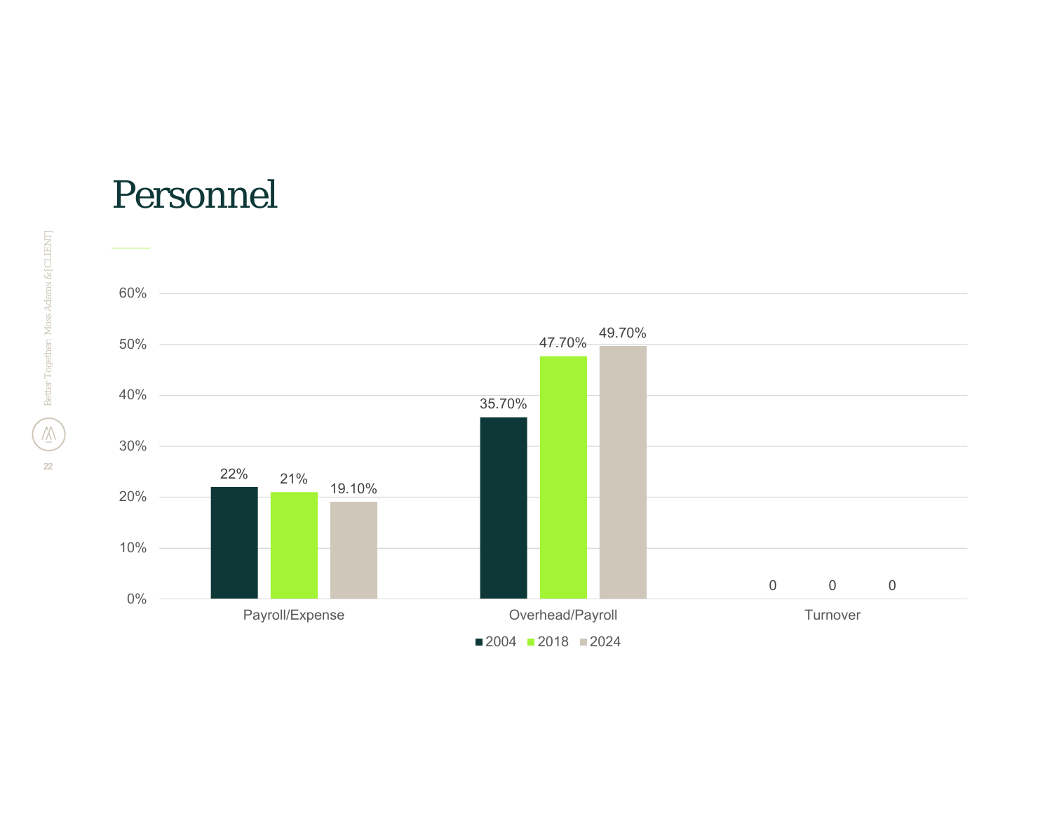# Personnel

| | 2004 | 2018 | 2024 |
|---|---|---|---|
| Payroll/Expense | 22% | 21% | 19.10% |
| Overhead/Payroll | 35.70% | 47.70% | 49.70% |
| Turnover | 0 | 0 | 0 |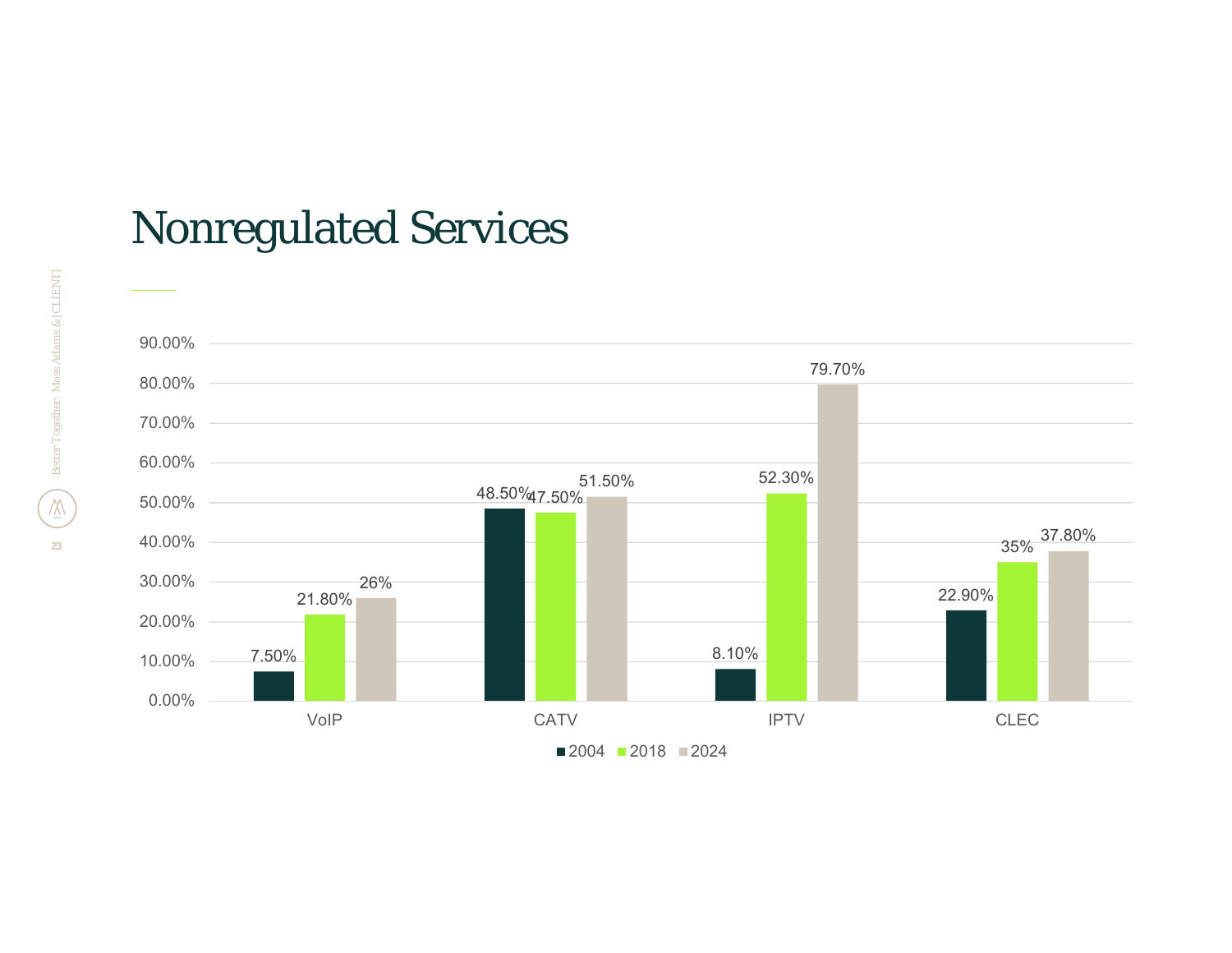# Nonregulated Services

| | 2004 | 2018 | 2024 |
|---|---|---|---|
| VoIP | 7.50% | 21.80% | 26% |
| CATV | 48.50% | 47.50% | 51.50% |
| IPTV | 8.10% | 52.30% | 79.70% |
| CLEC | 22.90% | 35% | 37.80% |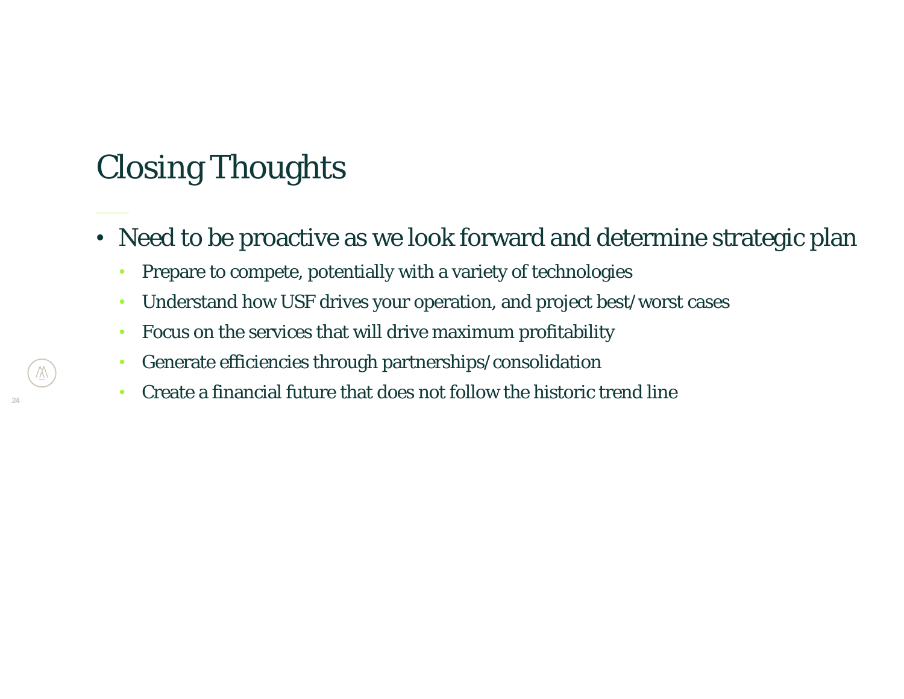# Closing Thoughts

- Need to be proactive as we look forward and determine strategic plan
  - Prepare to compete, potentially with a variety of technologies
  - Understand how USF drives your operation, and project best/worst cases
  - Focus on the services that will drive maximum profitability
  - Generate efficiencies through partnerships/consolidation
  - Create a financial future that does not follow the historic trend line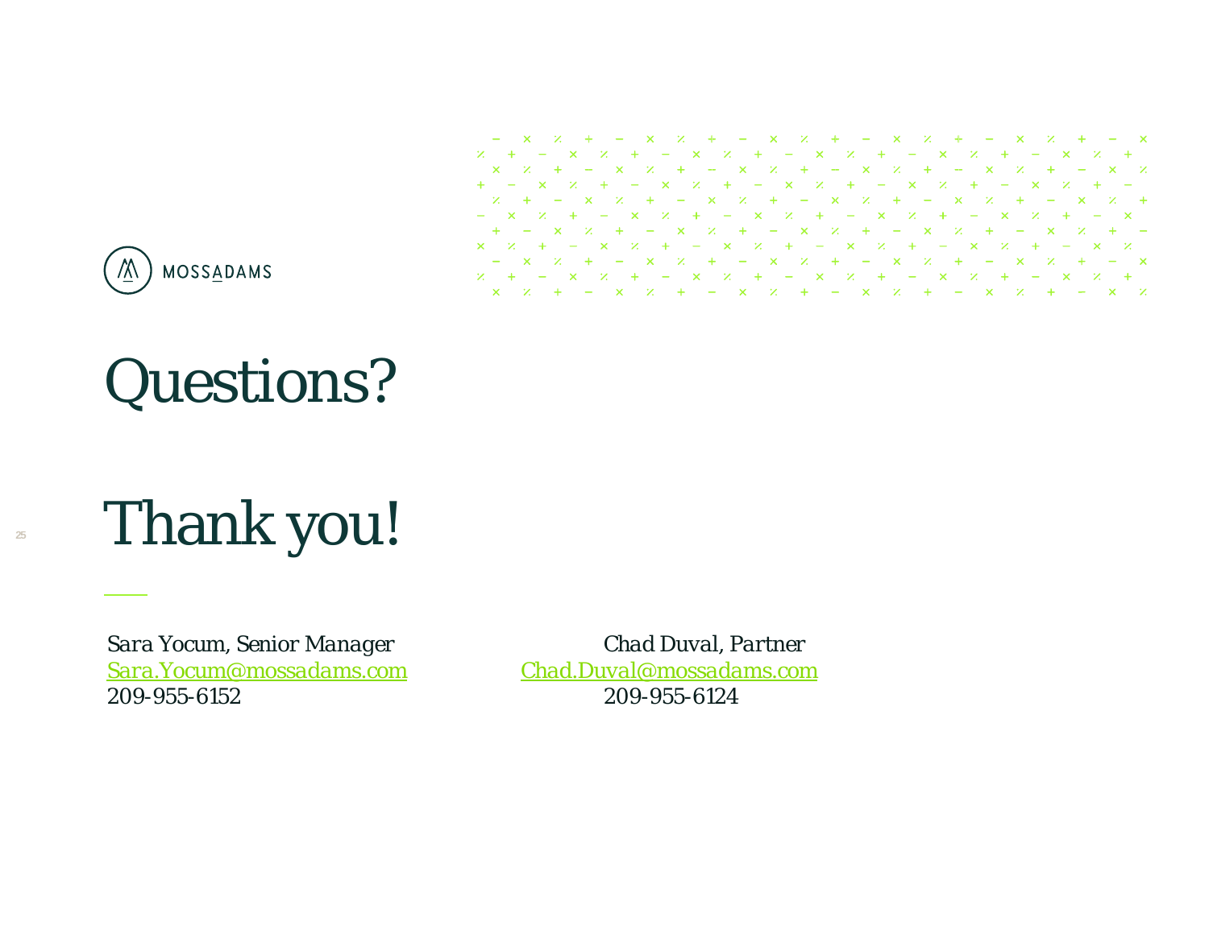MOSSADAMS

# Questions?

# Thank you!

*Sara Yocum, Senior Manager*
Sara.Yocum@mossadams.com
209-955-6152

*Chad Duval, Partner*
Chad.Duval@mossadams.com
209-955-6124